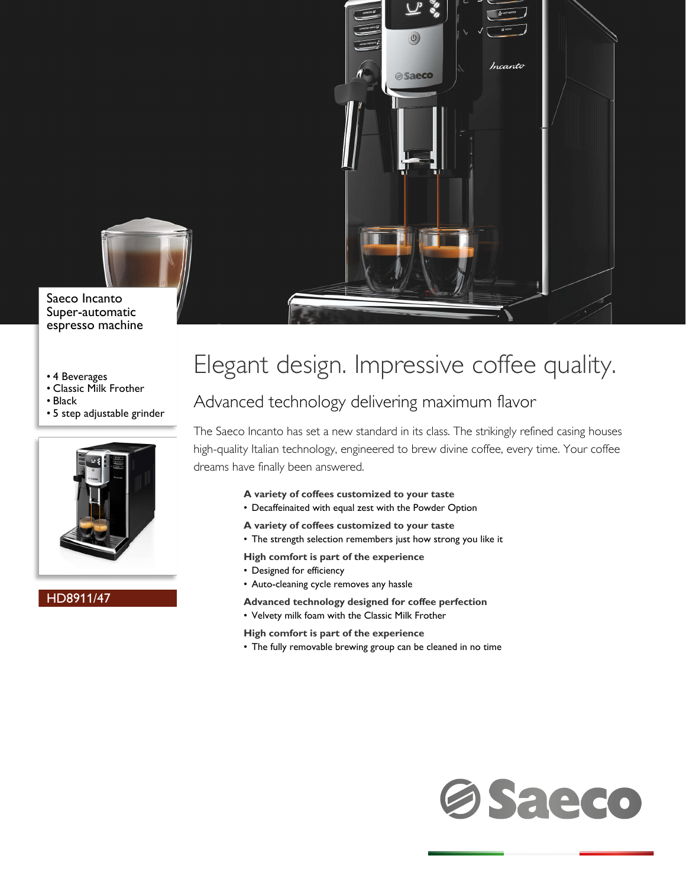Saeco Incanto
Super-automatic espresso machine

- 4 Beverages
- Classic Milk Frother
- Black
- 5 step adjustable grinder

HD8911/47

# Elegant design. Impressive coffee quality.

## Advanced technology delivering maximum flavor

The Saeco Incanto has set a new standard in its class. The strikingly refined casing houses high-quality Italian technology, engineered to brew divine coffee, every time. Your coffee dreams have finally been answered.

**A variety of coffees customized to your taste**
- Decaffeinaited with equal zest with the Powder Option

**A variety of coffees customized to your taste**
- The strength selection remembers just how strong you like it

**High comfort is part of the experience**
- Designed for efficiency
- Auto-cleaning cycle removes any hassle

**Advanced technology designed for coffee perfection**
- Velvety milk foam with the Classic Milk Frother

**High comfort is part of the experience**
- The fully removable brewing group can be cleaned in no time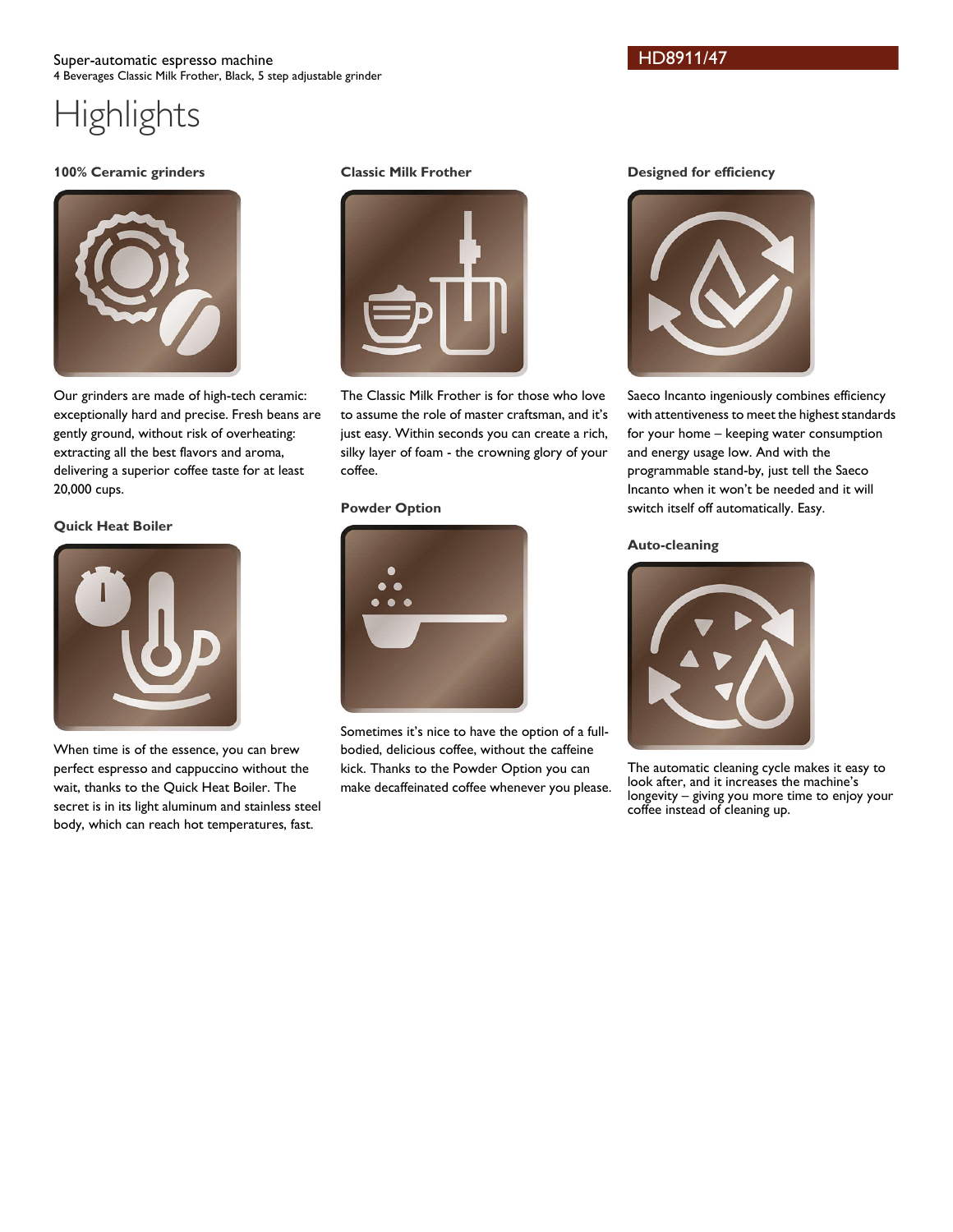Super-automatic espresso machine
4 Beverages Classic Milk Frother, Black, 5 step adjustable grinder

HD8911/47

# Highlights

### 100% Ceramic grinders

Our grinders are made of high-tech ceramic: exceptionally hard and precise. Fresh beans are gently ground, without risk of overheating: extracting all the best flavors and aroma, delivering a superior coffee taste for at least 20,000 cups.

### Quick Heat Boiler

When time is of the essence, you can brew perfect espresso and cappuccino without the wait, thanks to the Quick Heat Boiler. The secret is in its light aluminum and stainless steel body, which can reach hot temperatures, fast.

### Classic Milk Frother

The Classic Milk Frother is for those who love to assume the role of master craftsman, and it's just easy. Within seconds you can create a rich, silky layer of foam - the crowning glory of your coffee.

### Powder Option

Sometimes it's nice to have the option of a full-bodied, delicious coffee, without the caffeine kick. Thanks to the Powder Option you can make decaffeinated coffee whenever you please.

### Designed for efficiency

Saeco Incanto ingeniously combines efficiency with attentiveness to meet the highest standards for your home – keeping water consumption and energy usage low. And with the programmable stand-by, just tell the Saeco Incanto when it won't be needed and it will switch itself off automatically. Easy.

### Auto-cleaning

The automatic cleaning cycle makes it easy to look after, and it increases the machine's longevity – giving you more time to enjoy your coffee instead of cleaning up.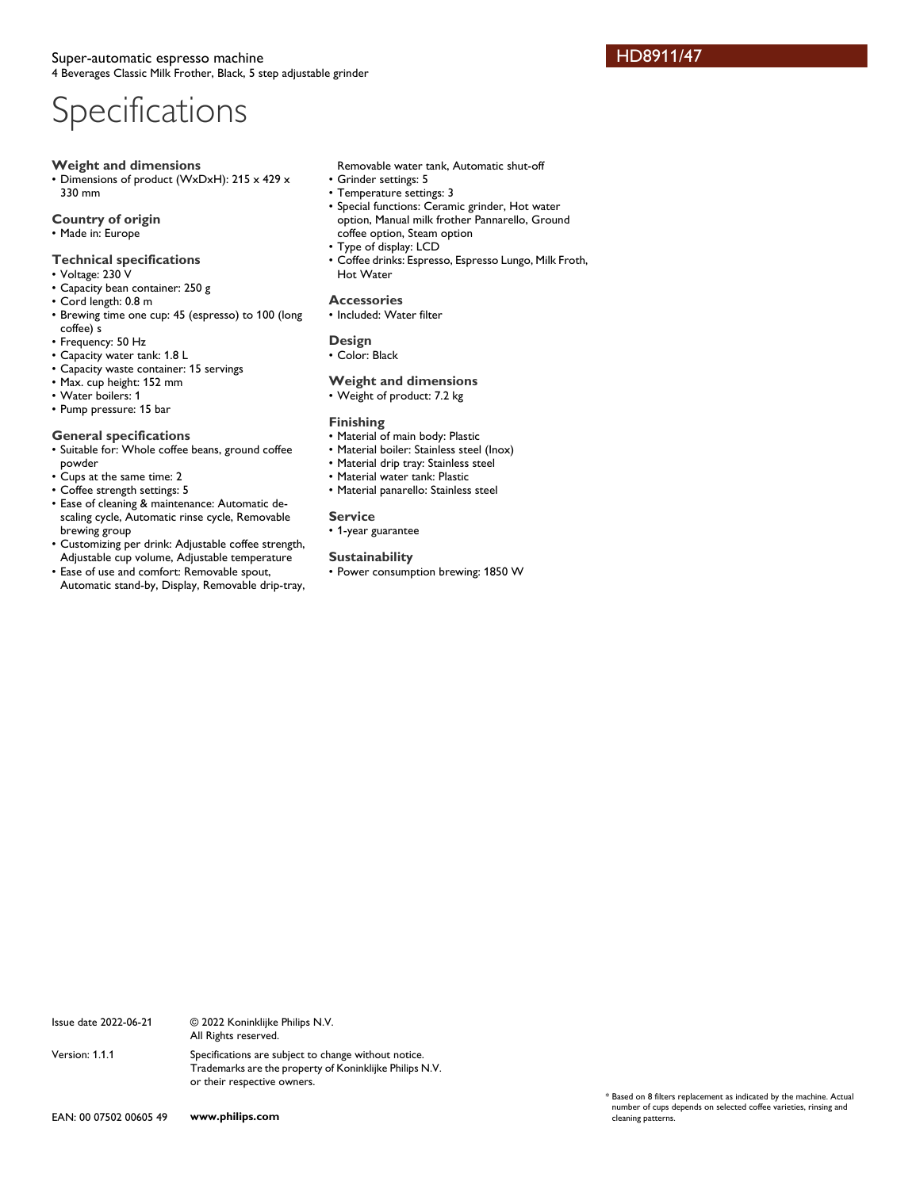Super-automatic espresso machine

4 Beverages Classic Milk Frother, Black, 5 step adjustable grinder

HD8911/47

# Specifications

### Weight and dimensions

- Dimensions of product (WxDxH): 215 x 429 x 330 mm

### Country of origin

- Made in: Europe

### Technical specifications

- Voltage: 230 V
- Capacity bean container: 250 g
- Cord length: 0.8 m
- Brewing time one cup: 45 (espresso) to 100 (long coffee) s
- Frequency: 50 Hz
- Capacity water tank: 1.8 L
- Capacity waste container: 15 servings
- Max. cup height: 152 mm
- Water boilers: 1
- Pump pressure: 15 bar

### General specifications

- Suitable for: Whole coffee beans, ground coffee powder
- Cups at the same time: 2
- Coffee strength settings: 5
- Ease of cleaning & maintenance: Automatic de-scaling cycle, Automatic rinse cycle, Removable brewing group
- Customizing per drink: Adjustable coffee strength, Adjustable cup volume, Adjustable temperature
- Ease of use and comfort: Removable spout, Automatic stand-by, Display, Removable drip-tray, Removable water tank, Automatic shut-off
- Grinder settings: 5
- Temperature settings: 3
- Special functions: Ceramic grinder, Hot water option, Manual milk frother Pannarello, Ground coffee option, Steam option
- Type of display: LCD
- Coffee drinks: Espresso, Espresso Lungo, Milk Froth, Hot Water

### Accessories

- Included: Water filter

### Design

- Color: Black

### Weight and dimensions

- Weight of product: 7.2 kg

### Finishing

- Material of main body: Plastic
- Material boiler: Stainless steel (Inox)
- Material drip tray: Stainless steel
- Material water tank: Plastic
- Material panarello: Stainless steel

### Service

- 1-year guarantee

### Sustainability

- Power consumption brewing: 1850 W

Issue date 2022-06-21

Version: 1.1.1

EAN: 00 07502 00605 49

© 2022 Koninklijke Philips N.V.
All Rights reserved.

Specifications are subject to change without notice. Trademarks are the property of Koninklijke Philips N.V. or their respective owners.

**www.philips.com**

* Based on 8 filters replacement as indicated by the machine. Actual number of cups depends on selected coffee varieties, rinsing and cleaning patterns.